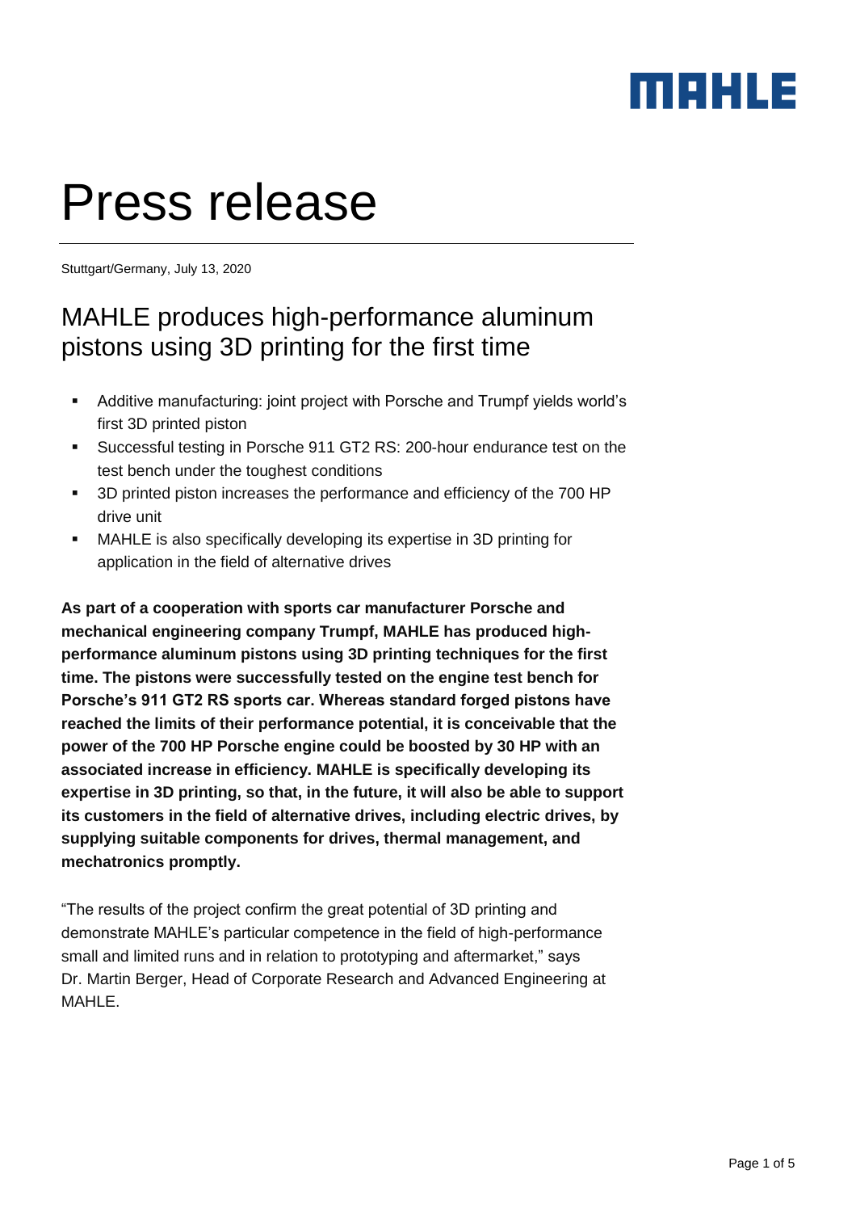# Press release

Stuttgart/Germany, July 13, 2020

## MAHLE produces high-performance aluminum pistons using 3D printing for the first time

- Additive manufacturing: joint project with Porsche and Trumpf yields world's first 3D printed piston
- Successful testing in Porsche 911 GT2 RS: 200-hour endurance test on the test bench under the toughest conditions
- 3D printed piston increases the performance and efficiency of the 700 HP drive unit
- MAHLE is also specifically developing its expertise in 3D printing for application in the field of alternative drives

**As part of a cooperation with sports car manufacturer Porsche and mechanical engineering company Trumpf, MAHLE has produced high-performance aluminum pistons using 3D printing techniques for the first time. The pistons were successfully tested on the engine test bench for Porsche's 911 GT2 RS sports car. Whereas standard forged pistons have reached the limits of their performance potential, it is conceivable that the power of the 700 HP Porsche engine could be boosted by 30 HP with an associated increase in efficiency. MAHLE is specifically developing its expertise in 3D printing, so that, in the future, it will also be able to support its customers in the field of alternative drives, including electric drives, by supplying suitable components for drives, thermal management, and mechatronics promptly.**

"The results of the project confirm the great potential of 3D printing and demonstrate MAHLE's particular competence in the field of high-performance small and limited runs and in relation to prototyping and aftermarket," says Dr. Martin Berger, Head of Corporate Research and Advanced Engineering at MAHLE.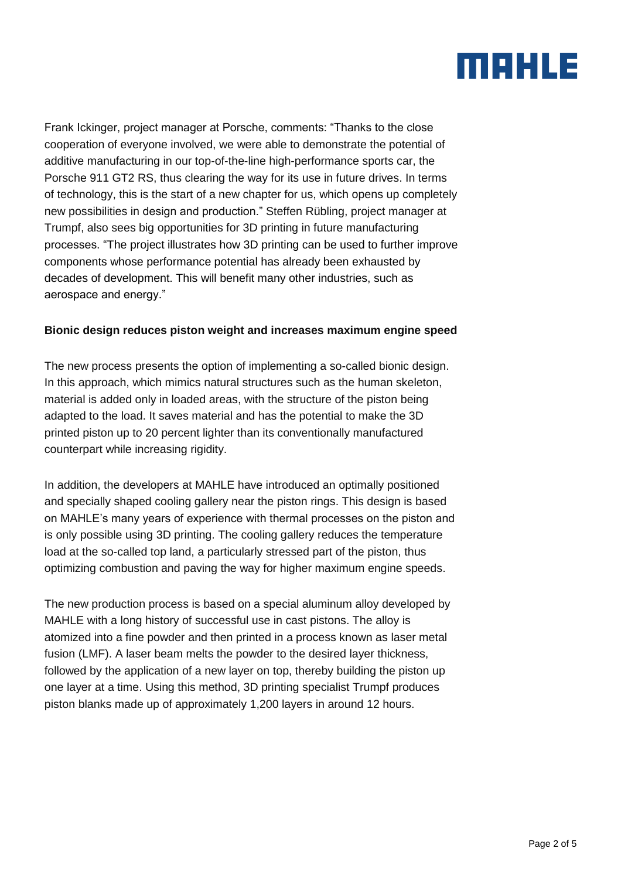Frank Ickinger, project manager at Porsche, comments: “Thanks to the close cooperation of everyone involved, we were able to demonstrate the potential of additive manufacturing in our top-of-the-line high-performance sports car, the Porsche 911 GT2 RS, thus clearing the way for its use in future drives. In terms of technology, this is the start of a new chapter for us, which opens up completely new possibilities in design and production.” Steffen Rübling, project manager at Trumpf, also sees big opportunities for 3D printing in future manufacturing processes. “The project illustrates how 3D printing can be used to further improve components whose performance potential has already been exhausted by decades of development. This will benefit many other industries, such as aerospace and energy.”

**Bionic design reduces piston weight and increases maximum engine speed**

The new process presents the option of implementing a so-called bionic design. In this approach, which mimics natural structures such as the human skeleton, material is added only in loaded areas, with the structure of the piston being adapted to the load. It saves material and has the potential to make the 3D printed piston up to 20 percent lighter than its conventionally manufactured counterpart while increasing rigidity.

In addition, the developers at MAHLE have introduced an optimally positioned and specially shaped cooling gallery near the piston rings. This design is based on MAHLE’s many years of experience with thermal processes on the piston and is only possible using 3D printing. The cooling gallery reduces the temperature load at the so-called top land, a particularly stressed part of the piston, thus optimizing combustion and paving the way for higher maximum engine speeds.

The new production process is based on a special aluminum alloy developed by MAHLE with a long history of successful use in cast pistons. The alloy is atomized into a fine powder and then printed in a process known as laser metal fusion (LMF). A laser beam melts the powder to the desired layer thickness, followed by the application of a new layer on top, thereby building the piston up one layer at a time. Using this method, 3D printing specialist Trumpf produces piston blanks made up of approximately 1,200 layers in around 12 hours.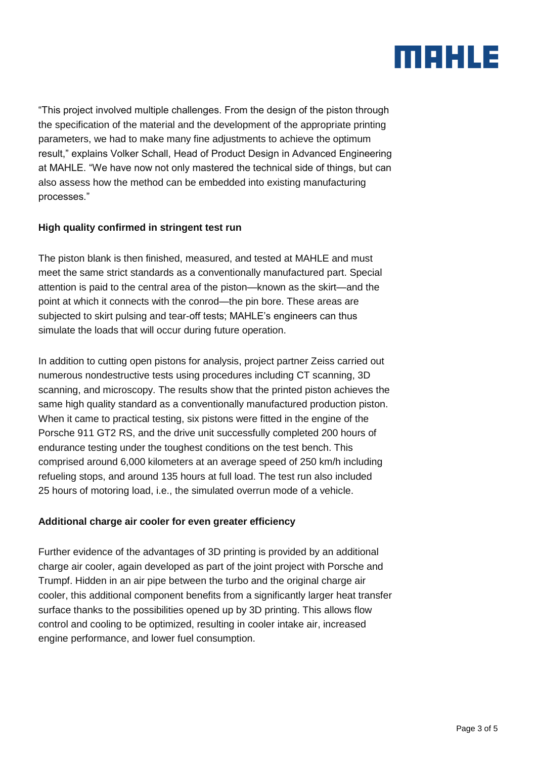"This project involved multiple challenges. From the design of the piston through the specification of the material and the development of the appropriate printing parameters, we had to make many fine adjustments to achieve the optimum result," explains Volker Schall, Head of Product Design in Advanced Engineering at MAHLE. "We have now not only mastered the technical side of things, but can also assess how the method can be embedded into existing manufacturing processes."

**High quality confirmed in stringent test run**

The piston blank is then finished, measured, and tested at MAHLE and must meet the same strict standards as a conventionally manufactured part. Special attention is paid to the central area of the piston—known as the skirt—and the point at which it connects with the conrod—the pin bore. These areas are subjected to skirt pulsing and tear-off tests; MAHLE's engineers can thus simulate the loads that will occur during future operation.

In addition to cutting open pistons for analysis, project partner Zeiss carried out numerous nondestructive tests using procedures including CT scanning, 3D scanning, and microscopy. The results show that the printed piston achieves the same high quality standard as a conventionally manufactured production piston. When it came to practical testing, six pistons were fitted in the engine of the Porsche 911 GT2 RS, and the drive unit successfully completed 200 hours of endurance testing under the toughest conditions on the test bench. This comprised around 6,000 kilometers at an average speed of 250 km/h including refueling stops, and around 135 hours at full load. The test run also included 25 hours of motoring load, i.e., the simulated overrun mode of a vehicle.

**Additional charge air cooler for even greater efficiency**

Further evidence of the advantages of 3D printing is provided by an additional charge air cooler, again developed as part of the joint project with Porsche and Trumpf. Hidden in an air pipe between the turbo and the original charge air cooler, this additional component benefits from a significantly larger heat transfer surface thanks to the possibilities opened up by 3D printing. This allows flow control and cooling to be optimized, resulting in cooler intake air, increased engine performance, and lower fuel consumption.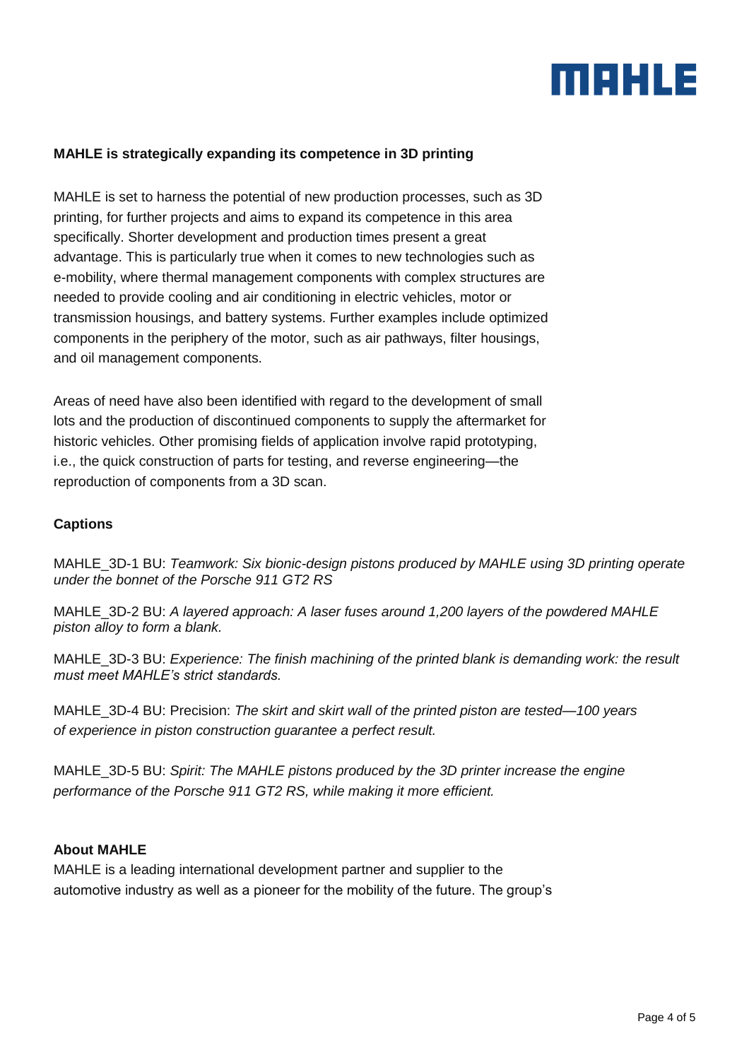**MAHLE is strategically expanding its competence in 3D printing**

MAHLE is set to harness the potential of new production processes, such as 3D printing, for further projects and aims to expand its competence in this area specifically. Shorter development and production times present a great advantage. This is particularly true when it comes to new technologies such as e-mobility, where thermal management components with complex structures are needed to provide cooling and air conditioning in electric vehicles, motor or transmission housings, and battery systems. Further examples include optimized components in the periphery of the motor, such as air pathways, filter housings, and oil management components.

Areas of need have also been identified with regard to the development of small lots and the production of discontinued components to supply the aftermarket for historic vehicles. Other promising fields of application involve rapid prototyping, i.e., the quick construction of parts for testing, and reverse engineering—the reproduction of components from a 3D scan.

**Captions**

MAHLE_3D-1 BU: *Teamwork: Six bionic-design pistons produced by MAHLE using 3D printing operate under the bonnet of the Porsche 911 GT2 RS*

MAHLE_3D-2 BU: *A layered approach: A laser fuses around 1,200 layers of the powdered MAHLE piston alloy to form a blank.*

MAHLE_3D-3 BU: *Experience: The finish machining of the printed blank is demanding work: the result must meet MAHLE's strict standards.*

MAHLE_3D-4 BU: Precision: *The skirt and skirt wall of the printed piston are tested—100 years of experience in piston construction guarantee a perfect result.*

MAHLE_3D-5 BU: *Spirit: The MAHLE pistons produced by the 3D printer increase the engine performance of the Porsche 911 GT2 RS, while making it more efficient.*

**About MAHLE**

MAHLE is a leading international development partner and supplier to the automotive industry as well as a pioneer for the mobility of the future. The group's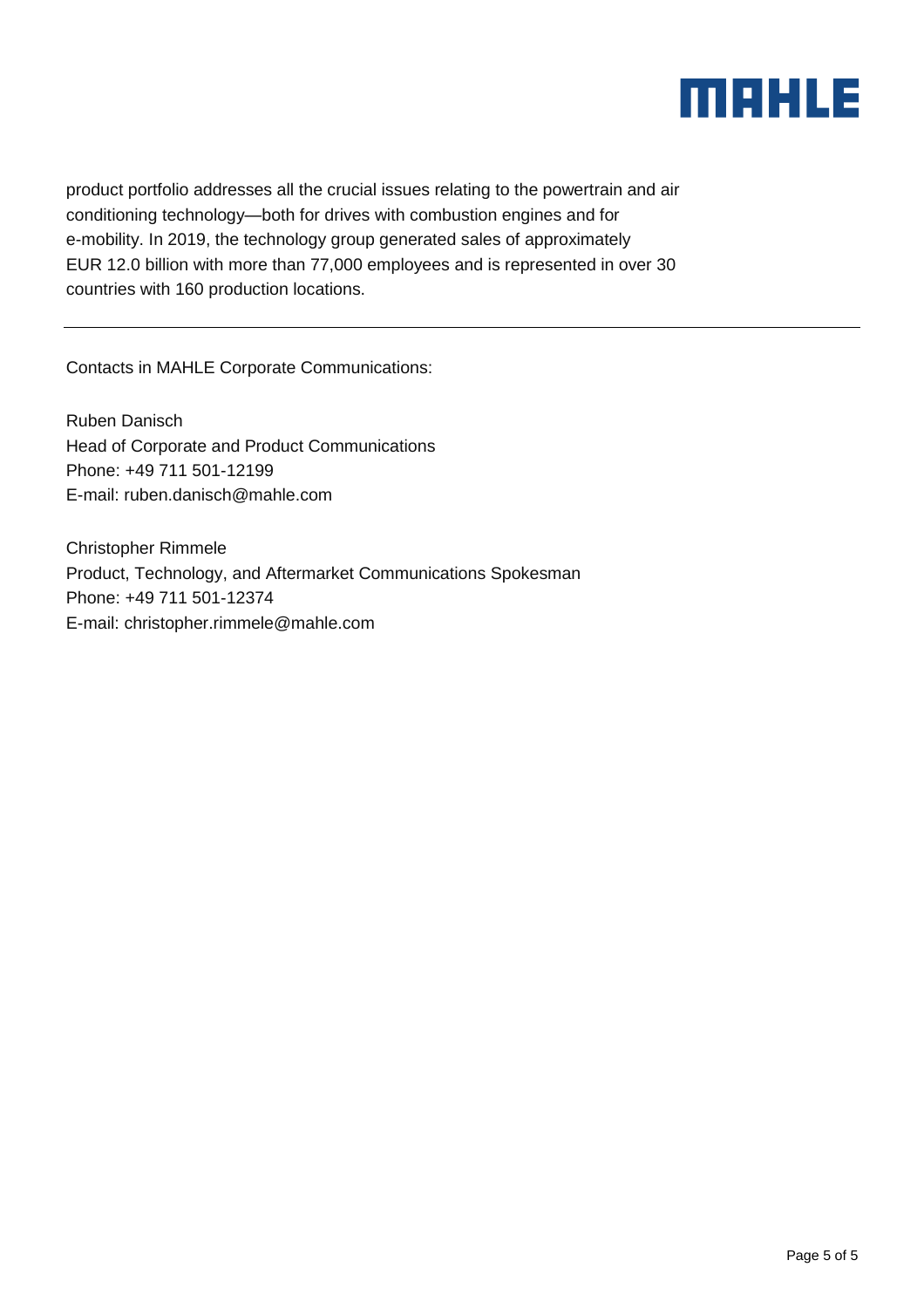product portfolio addresses all the crucial issues relating to the powertrain and air conditioning technology—both for drives with combustion engines and for e-mobility. In 2019, the technology group generated sales of approximately EUR 12.0 billion with more than 77,000 employees and is represented in over 30 countries with 160 production locations.

---

Contacts in MAHLE Corporate Communications:

Ruben Danisch
Head of Corporate and Product Communications
Phone: +49 711 501-12199
E-mail: ruben.danisch@mahle.com

Christopher Rimmele
Product, Technology, and Aftermarket Communications Spokesman
Phone: +49 711 501-12374
E-mail: christopher.rimmele@mahle.com